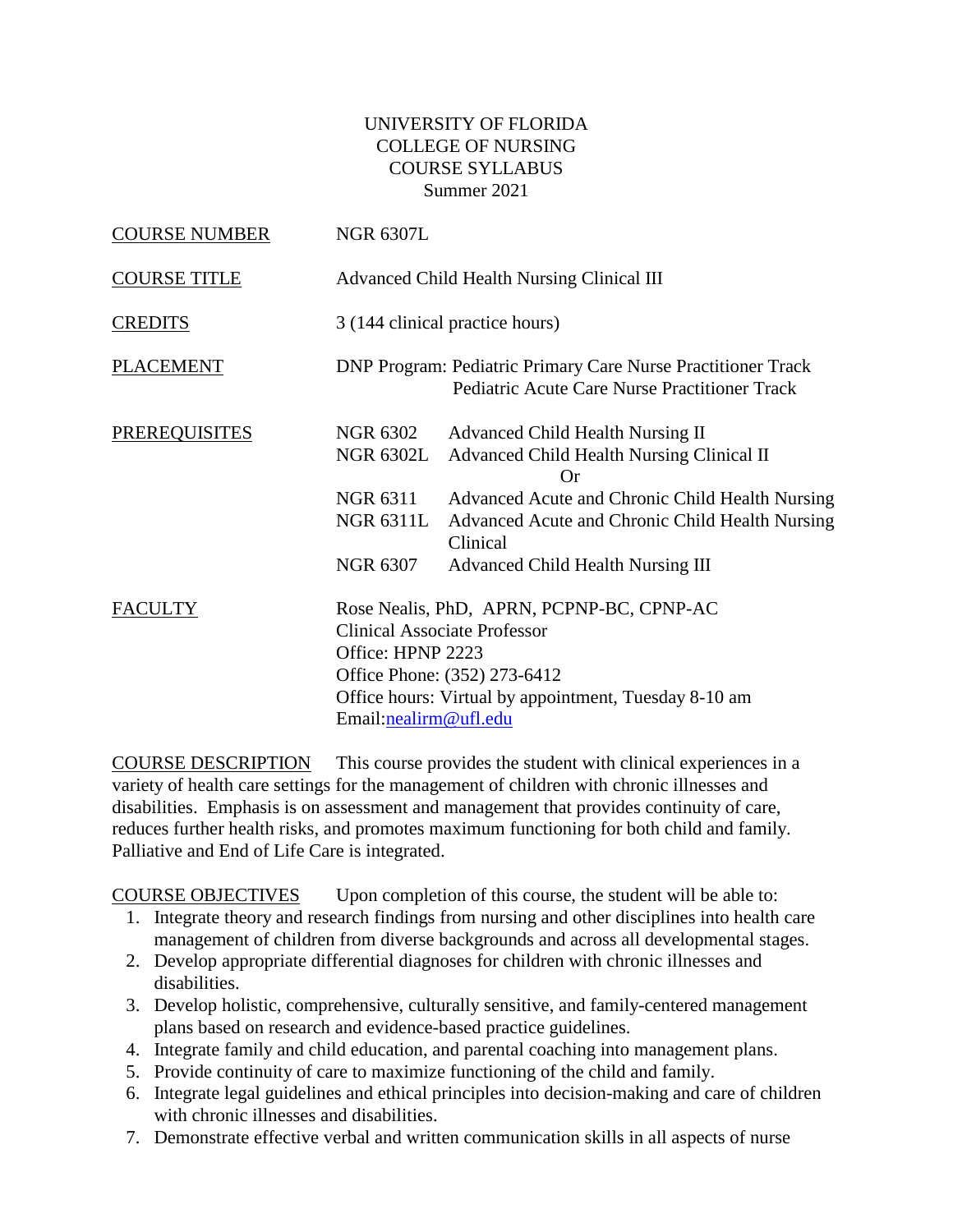UNIVERSITY OF FLORIDA
COLLEGE OF NURSING
COURSE SYLLABUS
Summer 2021

COURSE NUMBER: NGR 6307L

COURSE TITLE: Advanced Child Health Nursing Clinical III

CREDITS: 3 (144 clinical practice hours)

PLACEMENT: DNP Program: Pediatric Primary Care Nurse Practitioner Track
Pediatric Acute Care Nurse Practitioner Track

PREREQUISITES:
NGR 6302 Advanced Child Health Nursing II
NGR 6302L Advanced Child Health Nursing Clinical II
Or
NGR 6311 Advanced Acute and Chronic Child Health Nursing
NGR 6311L Advanced Acute and Chronic Child Health Nursing Clinical
NGR 6307 Advanced Child Health Nursing III

FACULTY:
Rose Nealis, PhD, APRN, PCPNP-BC, CPNP-AC
Clinical Associate Professor
Office: HPNP 2223
Office Phone: (352) 273-6412
Office hours: Virtual by appointment, Tuesday 8-10 am
Email: nealirm@ufl.edu

COURSE DESCRIPTION: This course provides the student with clinical experiences in a variety of health care settings for the management of children with chronic illnesses and disabilities. Emphasis is on assessment and management that provides continuity of care, reduces further health risks, and promotes maximum functioning for both child and family. Palliative and End of Life Care is integrated.

COURSE OBJECTIVES: Upon completion of this course, the student will be able to:

1. Integrate theory and research findings from nursing and other disciplines into health care management of children from diverse backgrounds and across all developmental stages.
2. Develop appropriate differential diagnoses for children with chronic illnesses and disabilities.
3. Develop holistic, comprehensive, culturally sensitive, and family-centered management plans based on research and evidence-based practice guidelines.
4. Integrate family and child education, and parental coaching into management plans.
5. Provide continuity of care to maximize functioning of the child and family.
6. Integrate legal guidelines and ethical principles into decision-making and care of children with chronic illnesses and disabilities.
7. Demonstrate effective verbal and written communication skills in all aspects of nurse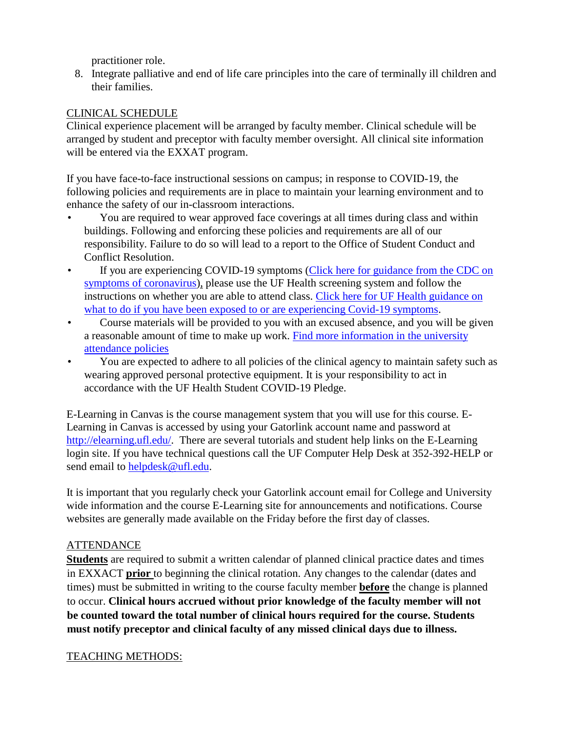practitioner role.

8. Integrate palliative and end of life care principles into the care of terminally ill children and their families.

CLINICAL SCHEDULE

Clinical experience placement will be arranged by faculty member. Clinical schedule will be arranged by student and preceptor with faculty member oversight. All clinical site information will be entered via the EXXAT program.

If you have face-to-face instructional sessions on campus; in response to COVID-19, the following policies and requirements are in place to maintain your learning environment and to enhance the safety of our in-classroom interactions.

- You are required to wear approved face coverings at all times during class and within buildings. Following and enforcing these policies and requirements are all of our responsibility. Failure to do so will lead to a report to the Office of Student Conduct and Conflict Resolution.
- If you are experiencing COVID-19 symptoms (Click here for guidance from the CDC on symptoms of coronavirus), please use the UF Health screening system and follow the instructions on whether you are able to attend class. Click here for UF Health guidance on what to do if you have been exposed to or are experiencing Covid-19 symptoms.
- Course materials will be provided to you with an excused absence, and you will be given a reasonable amount of time to make up work. Find more information in the university attendance policies
- You are expected to adhere to all policies of the clinical agency to maintain safety such as wearing approved personal protective equipment. It is your responsibility to act in accordance with the UF Health Student COVID-19 Pledge.

E-Learning in Canvas is the course management system that you will use for this course. E-Learning in Canvas is accessed by using your Gatorlink account name and password at http://elearning.ufl.edu/. There are several tutorials and student help links on the E-Learning login site. If you have technical questions call the UF Computer Help Desk at 352-392-HELP or send email to helpdesk@ufl.edu.

It is important that you regularly check your Gatorlink account email for College and University wide information and the course E-Learning site for announcements and notifications. Course websites are generally made available on the Friday before the first day of classes.

ATTENDANCE

**Students** are required to submit a written calendar of planned clinical practice dates and times in EXXACT **prior** to beginning the clinical rotation. Any changes to the calendar (dates and times) must be submitted in writing to the course faculty member **before** the change is planned to occur. **Clinical hours accrued without prior knowledge of the faculty member will not be counted toward the total number of clinical hours required for the course. Students must notify preceptor and clinical faculty of any missed clinical days due to illness.**

TEACHING METHODS: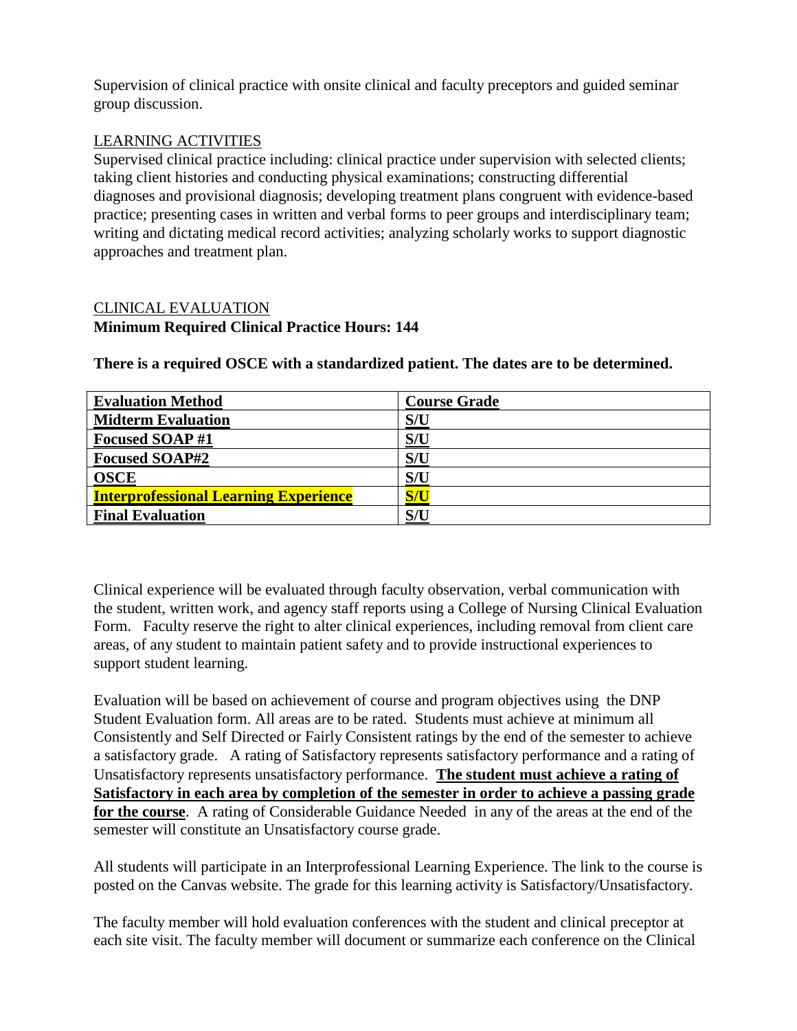Supervision of clinical practice with onsite clinical and faculty preceptors and guided seminar group discussion.

LEARNING ACTIVITIES

Supervised clinical practice including: clinical practice under supervision with selected clients; taking client histories and conducting physical examinations; constructing differential diagnoses and provisional diagnosis; developing treatment plans congruent with evidence-based practice; presenting cases in written and verbal forms to peer groups and interdisciplinary team; writing and dictating medical record activities; analyzing scholarly works to support diagnostic approaches and treatment plan.

CLINICAL EVALUATION

**Minimum Required Clinical Practice Hours: 144**

**There is a required OSCE with a standardized patient. The dates are to be determined.**

| **Evaluation Method** | **Course Grade** |
|---|---|
| **Midterm Evaluation** | **S/U** |
| **Focused SOAP #1** | **S/U** |
| **Focused SOAP#2** | **S/U** |
| **OSCE** | **S/U** |
| **Interprofessional Learning Experience** | **S/U** |
| **Final Evaluation** | **S/U** |

Clinical experience will be evaluated through faculty observation, verbal communication with the student, written work, and agency staff reports using a College of Nursing Clinical Evaluation Form. Faculty reserve the right to alter clinical experiences, including removal from client care areas, of any student to maintain patient safety and to provide instructional experiences to support student learning.

Evaluation will be based on achievement of course and program objectives using the DNP Student Evaluation form. All areas are to be rated. Students must achieve at minimum all Consistently and Self Directed or Fairly Consistent ratings by the end of the semester to achieve a satisfactory grade. A rating of Satisfactory represents satisfactory performance and a rating of Unsatisfactory represents unsatisfactory performance. **The student must achieve a rating of Satisfactory in each area by completion of the semester in order to achieve a passing grade for the course**. A rating of Considerable Guidance Needed in any of the areas at the end of the semester will constitute an Unsatisfactory course grade.

All students will participate in an Interprofessional Learning Experience. The link to the course is posted on the Canvas website. The grade for this learning activity is Satisfactory/Unsatisfactory.

The faculty member will hold evaluation conferences with the student and clinical preceptor at each site visit. The faculty member will document or summarize each conference on the Clinical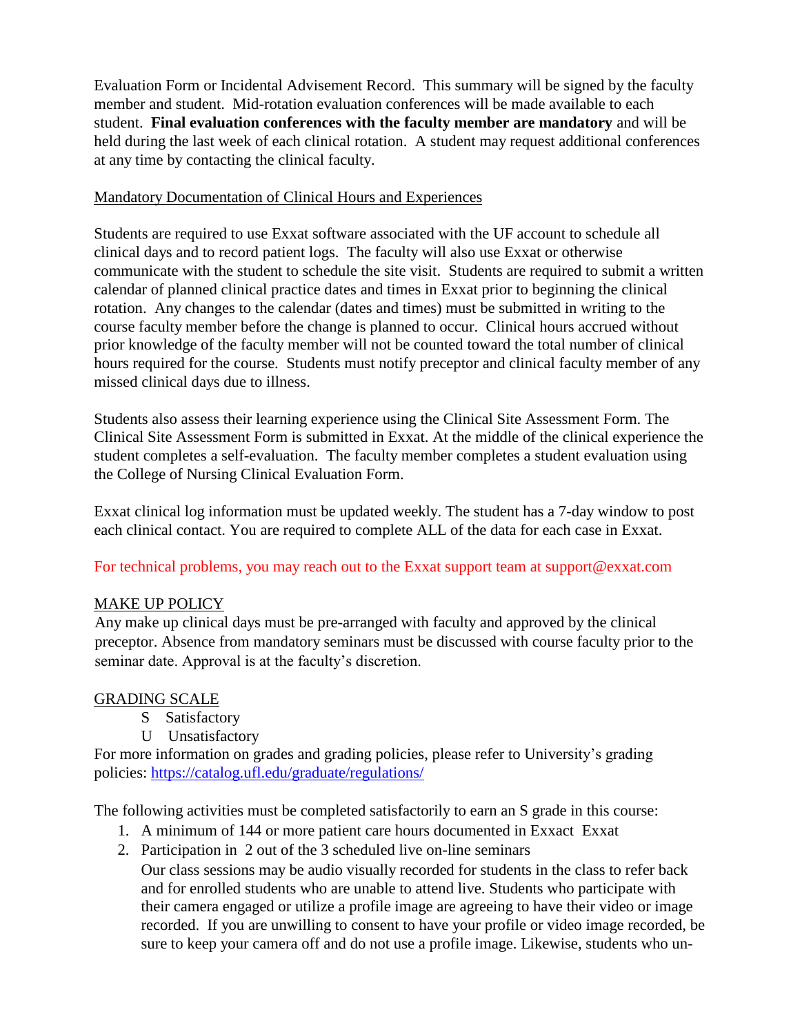Evaluation Form or Incidental Advisement Record. This summary will be signed by the faculty member and student. Mid-rotation evaluation conferences will be made available to each student. **Final evaluation conferences with the faculty member are mandatory** and will be held during the last week of each clinical rotation. A student may request additional conferences at any time by contacting the clinical faculty.

Mandatory Documentation of Clinical Hours and Experiences

Students are required to use Exxat software associated with the UF account to schedule all clinical days and to record patient logs. The faculty will also use Exxat or otherwise communicate with the student to schedule the site visit. Students are required to submit a written calendar of planned clinical practice dates and times in Exxat prior to beginning the clinical rotation. Any changes to the calendar (dates and times) must be submitted in writing to the course faculty member before the change is planned to occur. Clinical hours accrued without prior knowledge of the faculty member will not be counted toward the total number of clinical hours required for the course. Students must notify preceptor and clinical faculty member of any missed clinical days due to illness.

Students also assess their learning experience using the Clinical Site Assessment Form. The Clinical Site Assessment Form is submitted in Exxat. At the middle of the clinical experience the student completes a self-evaluation. The faculty member completes a student evaluation using the College of Nursing Clinical Evaluation Form.

Exxat clinical log information must be updated weekly. The student has a 7-day window to post each clinical contact. You are required to complete ALL of the data for each case in Exxat.

For technical problems, you may reach out to the Exxat support team at support@exxat.com

MAKE UP POLICY

Any make up clinical days must be pre-arranged with faculty and approved by the clinical preceptor. Absence from mandatory seminars must be discussed with course faculty prior to the seminar date. Approval is at the faculty's discretion.

GRADING SCALE

S Satisfactory

U Unsatisfactory

For more information on grades and grading policies, please refer to University's grading policies: https://catalog.ufl.edu/graduate/regulations/

The following activities must be completed satisfactorily to earn an S grade in this course:

1. A minimum of 144 or more patient care hours documented in Exxact Exxat
2. Participation in 2 out of the 3 scheduled live on-line seminars

   Our class sessions may be audio visually recorded for students in the class to refer back and for enrolled students who are unable to attend live. Students who participate with their camera engaged or utilize a profile image are agreeing to have their video or image recorded. If you are unwilling to consent to have your profile or video image recorded, be sure to keep your camera off and do not use a profile image. Likewise, students who un-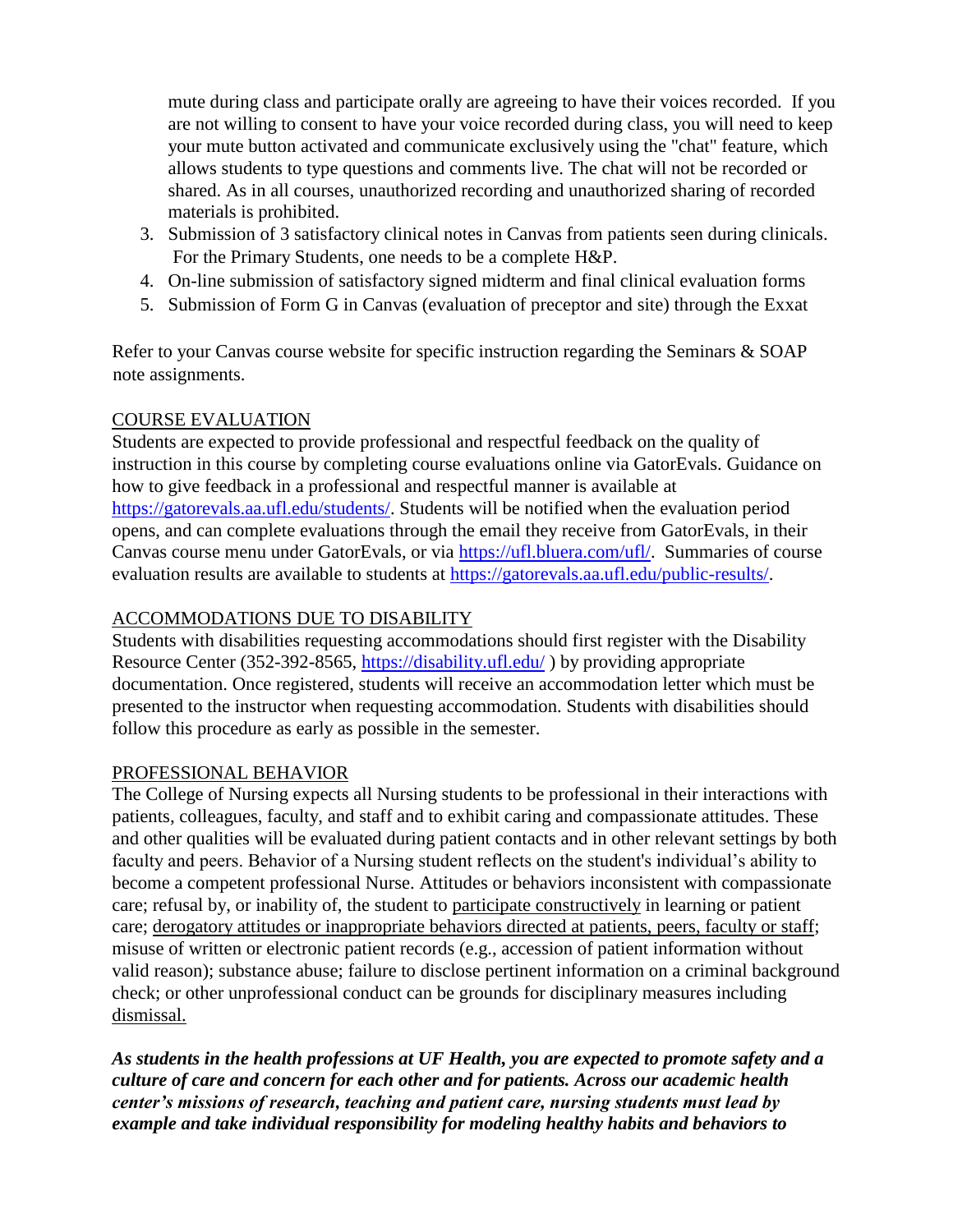mute during class and participate orally are agreeing to have their voices recorded. If you are not willing to consent to have your voice recorded during class, you will need to keep your mute button activated and communicate exclusively using the "chat" feature, which allows students to type questions and comments live. The chat will not be recorded or shared. As in all courses, unauthorized recording and unauthorized sharing of recorded materials is prohibited.

3. Submission of 3 satisfactory clinical notes in Canvas from patients seen during clinicals. For the Primary Students, one needs to be a complete H&P.
4. On-line submission of satisfactory signed midterm and final clinical evaluation forms
5. Submission of Form G in Canvas (evaluation of preceptor and site) through the Exxat

Refer to your Canvas course website for specific instruction regarding the Seminars & SOAP note assignments.

## COURSE EVALUATION

Students are expected to provide professional and respectful feedback on the quality of instruction in this course by completing course evaluations online via GatorEvals. Guidance on how to give feedback in a professional and respectful manner is available at https://gatorevals.aa.ufl.edu/students/. Students will be notified when the evaluation period opens, and can complete evaluations through the email they receive from GatorEvals, in their Canvas course menu under GatorEvals, or via https://ufl.bluera.com/ufl/. Summaries of course evaluation results are available to students at https://gatorevals.aa.ufl.edu/public-results/.

## ACCOMMODATIONS DUE TO DISABILITY

Students with disabilities requesting accommodations should first register with the Disability Resource Center (352-392-8565, https://disability.ufl.edu/ ) by providing appropriate documentation. Once registered, students will receive an accommodation letter which must be presented to the instructor when requesting accommodation. Students with disabilities should follow this procedure as early as possible in the semester.

## PROFESSIONAL BEHAVIOR

The College of Nursing expects all Nursing students to be professional in their interactions with patients, colleagues, faculty, and staff and to exhibit caring and compassionate attitudes. These and other qualities will be evaluated during patient contacts and in other relevant settings by both faculty and peers. Behavior of a Nursing student reflects on the student's individual's ability to become a competent professional Nurse. Attitudes or behaviors inconsistent with compassionate care; refusal by, or inability of, the student to participate constructively in learning or patient care; derogatory attitudes or inappropriate behaviors directed at patients, peers, faculty or staff; misuse of written or electronic patient records (e.g., accession of patient information without valid reason); substance abuse; failure to disclose pertinent information on a criminal background check; or other unprofessional conduct can be grounds for disciplinary measures including dismissal.

***As students in the health professions at UF Health, you are expected to promote safety and a culture of care and concern for each other and for patients. Across our academic health center's missions of research, teaching and patient care, nursing students must lead by example and take individual responsibility for modeling healthy habits and behaviors to***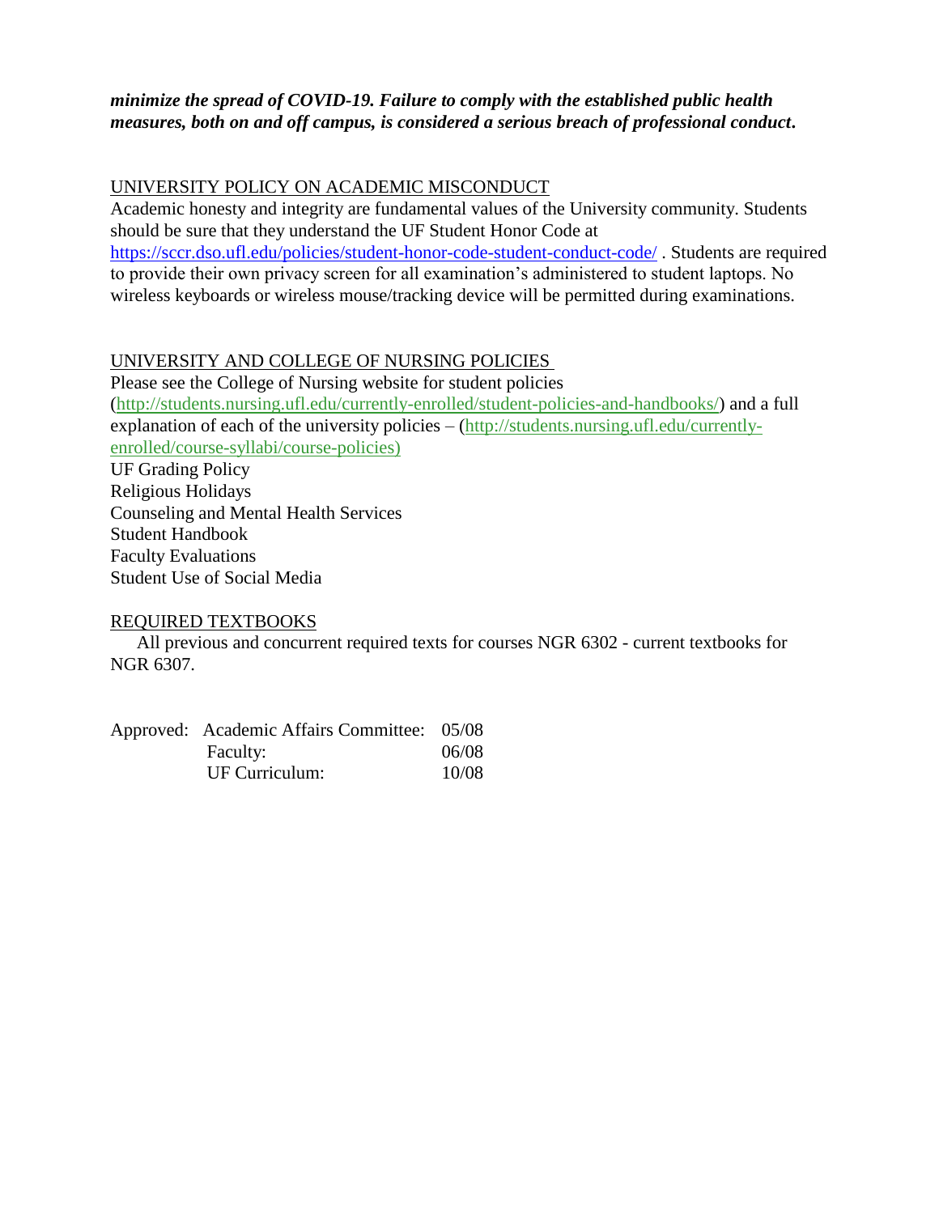***minimize the spread of COVID-19. Failure to comply with the established public health measures, both on and off campus, is considered a serious breach of professional conduct.***

## UNIVERSITY POLICY ON ACADEMIC MISCONDUCT

Academic honesty and integrity are fundamental values of the University community. Students should be sure that they understand the UF Student Honor Code at https://sccr.dso.ufl.edu/policies/student-honor-code-student-conduct-code/ . Students are required to provide their own privacy screen for all examination's administered to student laptops. No wireless keyboards or wireless mouse/tracking device will be permitted during examinations.

## UNIVERSITY AND COLLEGE OF NURSING POLICIES

Please see the College of Nursing website for student policies (http://students.nursing.ufl.edu/currently-enrolled/student-policies-and-handbooks/) and a full explanation of each of the university policies – (http://students.nursing.ufl.edu/currently-enrolled/course-syllabi/course-policies)

UF Grading Policy
Religious Holidays
Counseling and Mental Health Services
Student Handbook
Faculty Evaluations
Student Use of Social Media

## REQUIRED TEXTBOOKS

All previous and concurrent required texts for courses NGR 6302 - current textbooks for NGR 6307.

| | | |
|---|---|---|
| Approved: | Academic Affairs Committee: | 05/08 |
| | Faculty: | 06/08 |
| | UF Curriculum: | 10/08 |